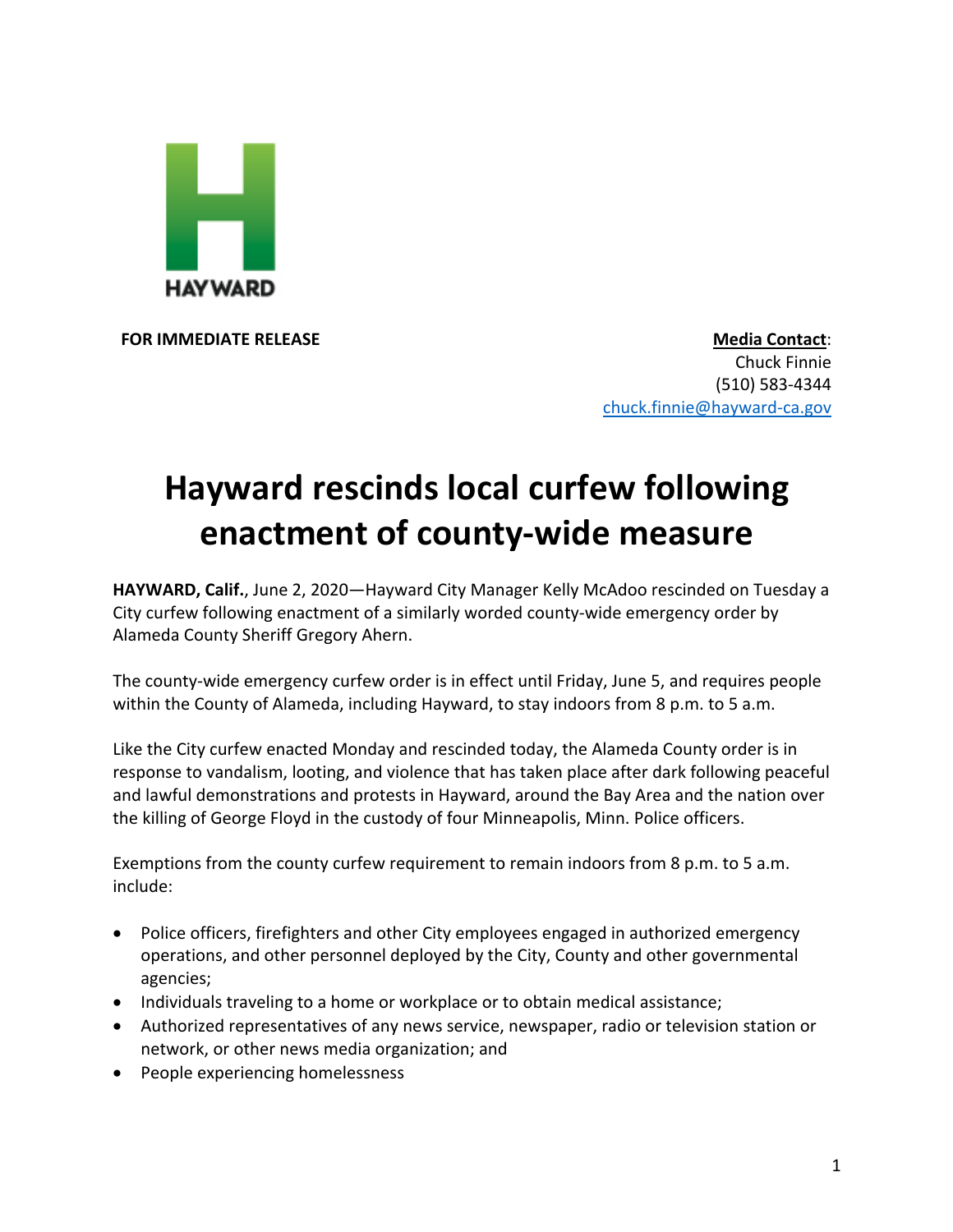HAYWARD

**FOR IMMEDIATE RELEASE**

**Media Contact**:
Chuck Finnie
(510) 583-4344
chuck.finnie@hayward-ca.gov

# Hayward rescinds local curfew following enactment of county-wide measure

**HAYWARD, Calif.**, June 2, 2020—Hayward City Manager Kelly McAdoo rescinded on Tuesday a City curfew following enactment of a similarly worded county-wide emergency order by Alameda County Sheriff Gregory Ahern.

The county-wide emergency curfew order is in effect until Friday, June 5, and requires people within the County of Alameda, including Hayward, to stay indoors from 8 p.m. to 5 a.m.

Like the City curfew enacted Monday and rescinded today, the Alameda County order is in response to vandalism, looting, and violence that has taken place after dark following peaceful and lawful demonstrations and protests in Hayward, around the Bay Area and the nation over the killing of George Floyd in the custody of four Minneapolis, Minn. Police officers.

Exemptions from the county curfew requirement to remain indoors from 8 p.m. to 5 a.m. include:

- Police officers, firefighters and other City employees engaged in authorized emergency operations, and other personnel deployed by the City, County and other governmental agencies;
- Individuals traveling to a home or workplace or to obtain medical assistance;
- Authorized representatives of any news service, newspaper, radio or television station or network, or other news media organization; and
- People experiencing homelessness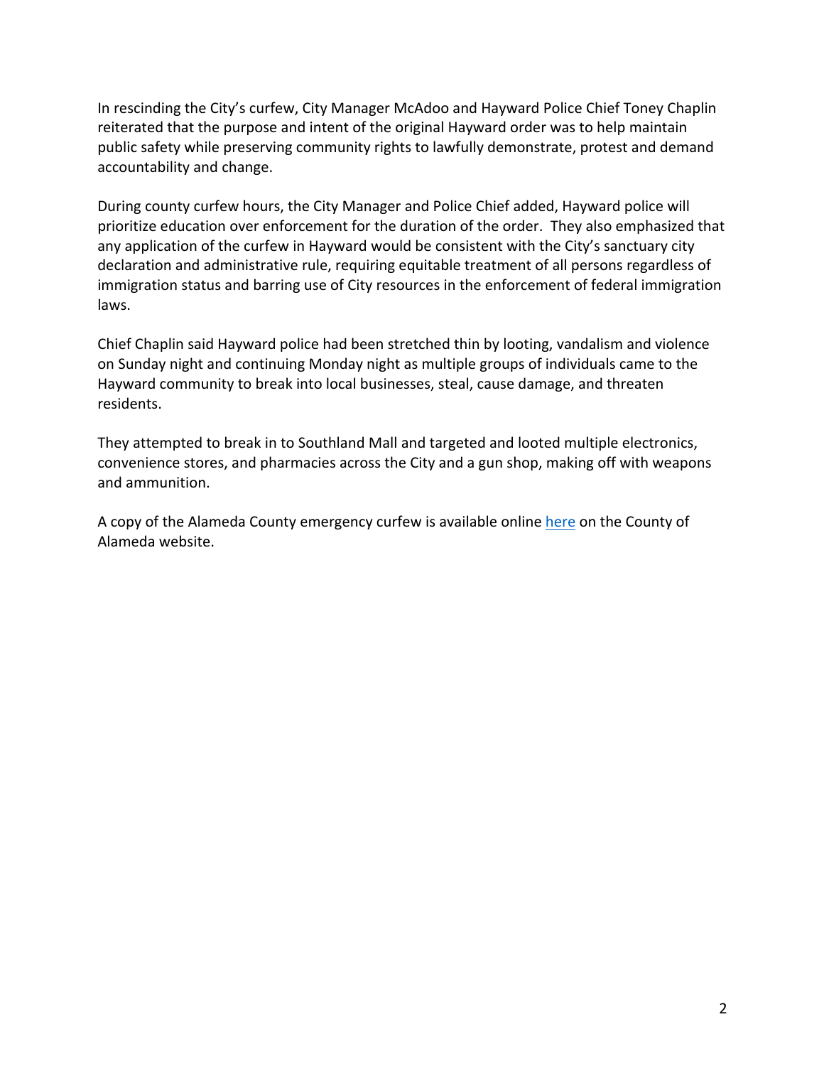In rescinding the City's curfew, City Manager McAdoo and Hayward Police Chief Toney Chaplin reiterated that the purpose and intent of the original Hayward order was to help maintain public safety while preserving community rights to lawfully demonstrate, protest and demand accountability and change.

During county curfew hours, the City Manager and Police Chief added, Hayward police will prioritize education over enforcement for the duration of the order. They also emphasized that any application of the curfew in Hayward would be consistent with the City's sanctuary city declaration and administrative rule, requiring equitable treatment of all persons regardless of immigration status and barring use of City resources in the enforcement of federal immigration laws.

Chief Chaplin said Hayward police had been stretched thin by looting, vandalism and violence on Sunday night and continuing Monday night as multiple groups of individuals came to the Hayward community to break into local businesses, steal, cause damage, and threaten residents.

They attempted to break in to Southland Mall and targeted and looted multiple electronics, convenience stores, and pharmacies across the City and a gun shop, making off with weapons and ammunition.

A copy of the Alameda County emergency curfew is available online here on the County of Alameda website.